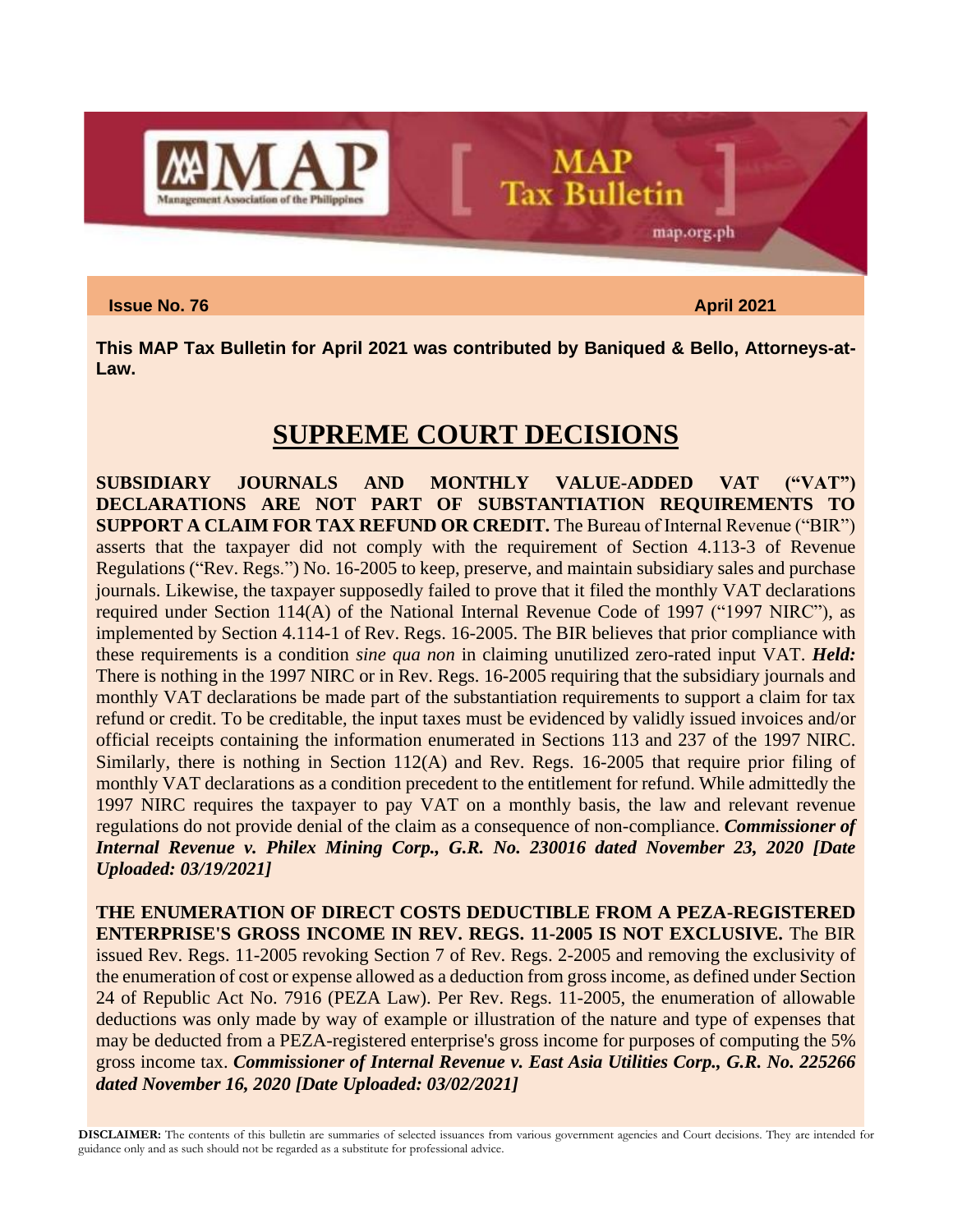# MAP Tax Bulletin

**Issue No. 76** **April 2021**

**This MAP Tax Bulletin for April 2021 was contributed by Baniqued & Bello, Attorneys-at-Law.**

## SUPREME COURT DECISIONS

**SUBSIDIARY JOURNALS AND MONTHLY VALUE-ADDED VAT ("VAT") DECLARATIONS ARE NOT PART OF SUBSTANTIATION REQUIREMENTS TO SUPPORT A CLAIM FOR TAX REFUND OR CREDIT.** The Bureau of Internal Revenue ("BIR") asserts that the taxpayer did not comply with the requirement of Section 4.113-3 of Revenue Regulations ("Rev. Regs.") No. 16-2005 to keep, preserve, and maintain subsidiary sales and purchase journals. Likewise, the taxpayer supposedly failed to prove that it filed the monthly VAT declarations required under Section 114(A) of the National Internal Revenue Code of 1997 ("1997 NIRC"), as implemented by Section 4.114-1 of Rev. Regs. 16-2005. The BIR believes that prior compliance with these requirements is a condition *sine qua non* in claiming unutilized zero-rated input VAT. ***Held:*** There is nothing in the 1997 NIRC or in Rev. Regs. 16-2005 requiring that the subsidiary journals and monthly VAT declarations be made part of the substantiation requirements to support a claim for tax refund or credit. To be creditable, the input taxes must be evidenced by validly issued invoices and/or official receipts containing the information enumerated in Sections 113 and 237 of the 1997 NIRC. Similarly, there is nothing in Section 112(A) and Rev. Regs. 16-2005 that require prior filing of monthly VAT declarations as a condition precedent to the entitlement for refund. While admittedly the 1997 NIRC requires the taxpayer to pay VAT on a monthly basis, the law and relevant revenue regulations do not provide denial of the claim as a consequence of non-compliance. ***Commissioner of Internal Revenue v. Philex Mining Corp., G.R. No. 230016 dated November 23, 2020 [Date Uploaded: 03/19/2021]***

**THE ENUMERATION OF DIRECT COSTS DEDUCTIBLE FROM A PEZA-REGISTERED ENTERPRISE'S GROSS INCOME IN REV. REGS. 11-2005 IS NOT EXCLUSIVE.** The BIR issued Rev. Regs. 11-2005 revoking Section 7 of Rev. Regs. 2-2005 and removing the exclusivity of the enumeration of cost or expense allowed as a deduction from gross income, as defined under Section 24 of Republic Act No. 7916 (PEZA Law). Per Rev. Regs. 11-2005, the enumeration of allowable deductions was only made by way of example or illustration of the nature and type of expenses that may be deducted from a PEZA-registered enterprise's gross income for purposes of computing the 5% gross income tax. ***Commissioner of Internal Revenue v. East Asia Utilities Corp., G.R. No. 225266 dated November 16, 2020 [Date Uploaded: 03/02/2021]***

**DISCLAIMER:** The contents of this bulletin are summaries of selected issuances from various government agencies and Court decisions. They are intended for guidance only and as such should not be regarded as a substitute for professional advice.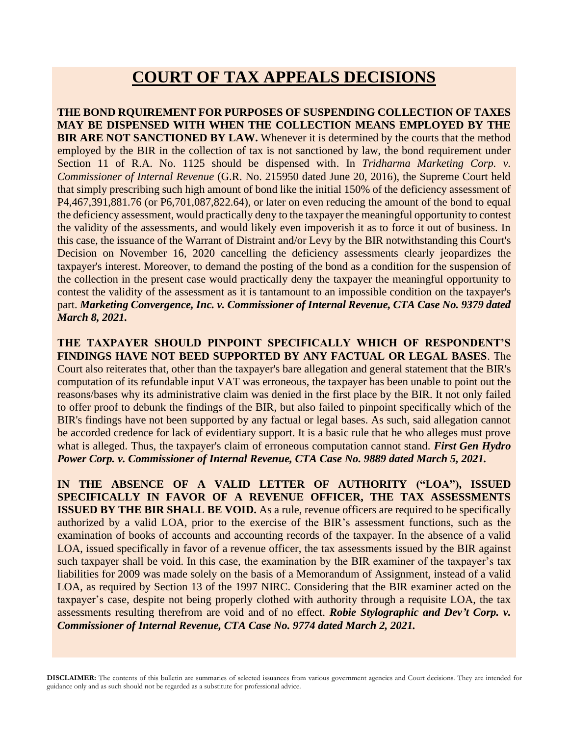# COURT OF TAX APPEALS DECISIONS

**THE BOND RQUIREMENT FOR PURPOSES OF SUSPENDING COLLECTION OF TAXES MAY BE DISPENSED WITH WHEN THE COLLECTION MEANS EMPLOYED BY THE BIR ARE NOT SANCTIONED BY LAW.** Whenever it is determined by the courts that the method employed by the BIR in the collection of tax is not sanctioned by law, the bond requirement under Section 11 of R.A. No. 1125 should be dispensed with. In *Tridharma Marketing Corp. v. Commissioner of Internal Revenue* (G.R. No. 215950 dated June 20, 2016), the Supreme Court held that simply prescribing such high amount of bond like the initial 150% of the deficiency assessment of P4,467,391,881.76 (or P6,701,087,822.64), or later on even reducing the amount of the bond to equal the deficiency assessment, would practically deny to the taxpayer the meaningful opportunity to contest the validity of the assessments, and would likely even impoverish it as to force it out of business. In this case, the issuance of the Warrant of Distraint and/or Levy by the BIR notwithstanding this Court's Decision on November 16, 2020 cancelling the deficiency assessments clearly jeopardizes the taxpayer's interest. Moreover, to demand the posting of the bond as a condition for the suspension of the collection in the present case would practically deny the taxpayer the meaningful opportunity to contest the validity of the assessment as it is tantamount to an impossible condition on the taxpayer's part. ***Marketing Convergence, Inc. v. Commissioner of Internal Revenue, CTA Case No. 9379 dated March 8, 2021.***

**THE TAXPAYER SHOULD PINPOINT SPECIFICALLY WHICH OF RESPONDENT'S FINDINGS HAVE NOT BEED SUPPORTED BY ANY FACTUAL OR LEGAL BASES**. The Court also reiterates that, other than the taxpayer's bare allegation and general statement that the BIR's computation of its refundable input VAT was erroneous, the taxpayer has been unable to point out the reasons/bases why its administrative claim was denied in the first place by the BIR. It not only failed to offer proof to debunk the findings of the BIR, but also failed to pinpoint specifically which of the BIR's findings have not been supported by any factual or legal bases. As such, said allegation cannot be accorded credence for lack of evidentiary support. It is a basic rule that he who alleges must prove what is alleged. Thus, the taxpayer's claim of erroneous computation cannot stand. ***First Gen Hydro Power Corp. v. Commissioner of Internal Revenue, CTA Case No. 9889 dated March 5, 2021.***

**IN THE ABSENCE OF A VALID LETTER OF AUTHORITY ("LOA"), ISSUED SPECIFICALLY IN FAVOR OF A REVENUE OFFICER, THE TAX ASSESSMENTS ISSUED BY THE BIR SHALL BE VOID.** As a rule, revenue officers are required to be specifically authorized by a valid LOA, prior to the exercise of the BIR's assessment functions, such as the examination of books of accounts and accounting records of the taxpayer. In the absence of a valid LOA, issued specifically in favor of a revenue officer, the tax assessments issued by the BIR against such taxpayer shall be void. In this case, the examination by the BIR examiner of the taxpayer's tax liabilities for 2009 was made solely on the basis of a Memorandum of Assignment, instead of a valid LOA, as required by Section 13 of the 1997 NIRC. Considering that the BIR examiner acted on the taxpayer's case, despite not being properly clothed with authority through a requisite LOA, the tax assessments resulting therefrom are void and of no effect. ***Robie Stylographic and Dev't Corp. v. Commissioner of Internal Revenue, CTA Case No. 9774 dated March 2, 2021.***

**DISCLAIMER:** The contents of this bulletin are summaries of selected issuances from various government agencies and Court decisions. They are intended for guidance only and as such should not be regarded as a substitute for professional advice.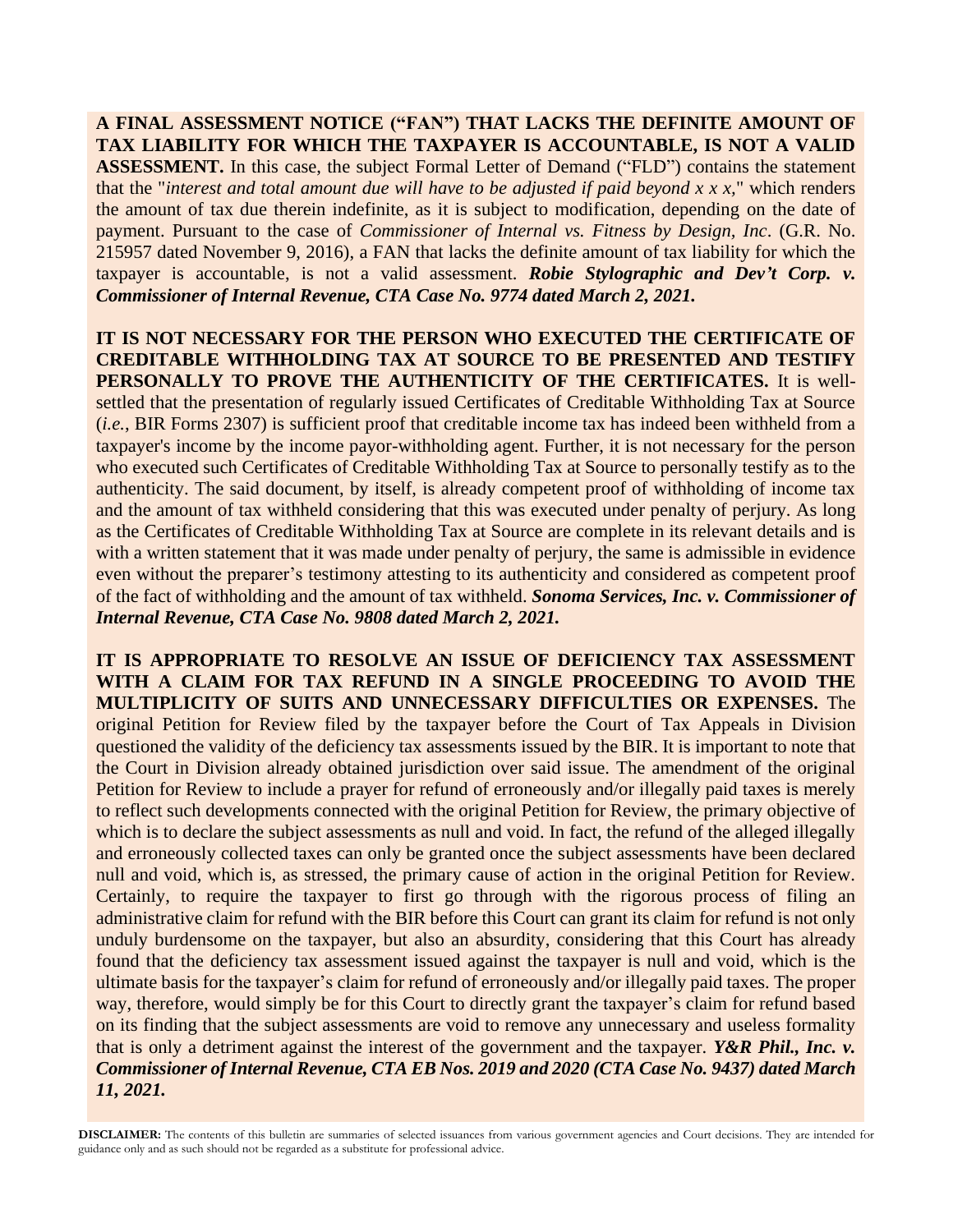**A FINAL ASSESSMENT NOTICE ("FAN") THAT LACKS THE DEFINITE AMOUNT OF TAX LIABILITY FOR WHICH THE TAXPAYER IS ACCOUNTABLE, IS NOT A VALID ASSESSMENT.** In this case, the subject Formal Letter of Demand ("FLD") contains the statement that the "*interest and total amount due will have to be adjusted if paid beyond x x x,*" which renders the amount of tax due therein indefinite, as it is subject to modification, depending on the date of payment. Pursuant to the case of *Commissioner of Internal vs. Fitness by Design, Inc*. (G.R. No. 215957 dated November 9, 2016), a FAN that lacks the definite amount of tax liability for which the taxpayer is accountable, is not a valid assessment. ***Robie Stylographic and Dev't Corp. v. Commissioner of Internal Revenue, CTA Case No. 9774 dated March 2, 2021.***

**IT IS NOT NECESSARY FOR THE PERSON WHO EXECUTED THE CERTIFICATE OF CREDITABLE WITHHOLDING TAX AT SOURCE TO BE PRESENTED AND TESTIFY PERSONALLY TO PROVE THE AUTHENTICITY OF THE CERTIFICATES.** It is well-settled that the presentation of regularly issued Certificates of Creditable Withholding Tax at Source (*i.e.*, BIR Forms 2307) is sufficient proof that creditable income tax has indeed been withheld from a taxpayer's income by the income payor-withholding agent. Further, it is not necessary for the person who executed such Certificates of Creditable Withholding Tax at Source to personally testify as to the authenticity. The said document, by itself, is already competent proof of withholding of income tax and the amount of tax withheld considering that this was executed under penalty of perjury. As long as the Certificates of Creditable Withholding Tax at Source are complete in its relevant details and is with a written statement that it was made under penalty of perjury, the same is admissible in evidence even without the preparer's testimony attesting to its authenticity and considered as competent proof of the fact of withholding and the amount of tax withheld. ***Sonoma Services, Inc. v. Commissioner of Internal Revenue, CTA Case No. 9808 dated March 2, 2021.***

**IT IS APPROPRIATE TO RESOLVE AN ISSUE OF DEFICIENCY TAX ASSESSMENT WITH A CLAIM FOR TAX REFUND IN A SINGLE PROCEEDING TO AVOID THE MULTIPLICITY OF SUITS AND UNNECESSARY DIFFICULTIES OR EXPENSES.** The original Petition for Review filed by the taxpayer before the Court of Tax Appeals in Division questioned the validity of the deficiency tax assessments issued by the BIR. It is important to note that the Court in Division already obtained jurisdiction over said issue. The amendment of the original Petition for Review to include a prayer for refund of erroneously and/or illegally paid taxes is merely to reflect such developments connected with the original Petition for Review, the primary objective of which is to declare the subject assessments as null and void. In fact, the refund of the alleged illegally and erroneously collected taxes can only be granted once the subject assessments have been declared null and void, which is, as stressed, the primary cause of action in the original Petition for Review. Certainly, to require the taxpayer to first go through with the rigorous process of filing an administrative claim for refund with the BIR before this Court can grant its claim for refund is not only unduly burdensome on the taxpayer, but also an absurdity, considering that this Court has already found that the deficiency tax assessment issued against the taxpayer is null and void, which is the ultimate basis for the taxpayer's claim for refund of erroneously and/or illegally paid taxes. The proper way, therefore, would simply be for this Court to directly grant the taxpayer's claim for refund based on its finding that the subject assessments are void to remove any unnecessary and useless formality that is only a detriment against the interest of the government and the taxpayer. ***Y&R Phil., Inc. v. Commissioner of Internal Revenue, CTA EB Nos. 2019 and 2020 (CTA Case No. 9437) dated March 11, 2021.***

**DISCLAIMER:** The contents of this bulletin are summaries of selected issuances from various government agencies and Court decisions. They are intended for guidance only and as such should not be regarded as a substitute for professional advice.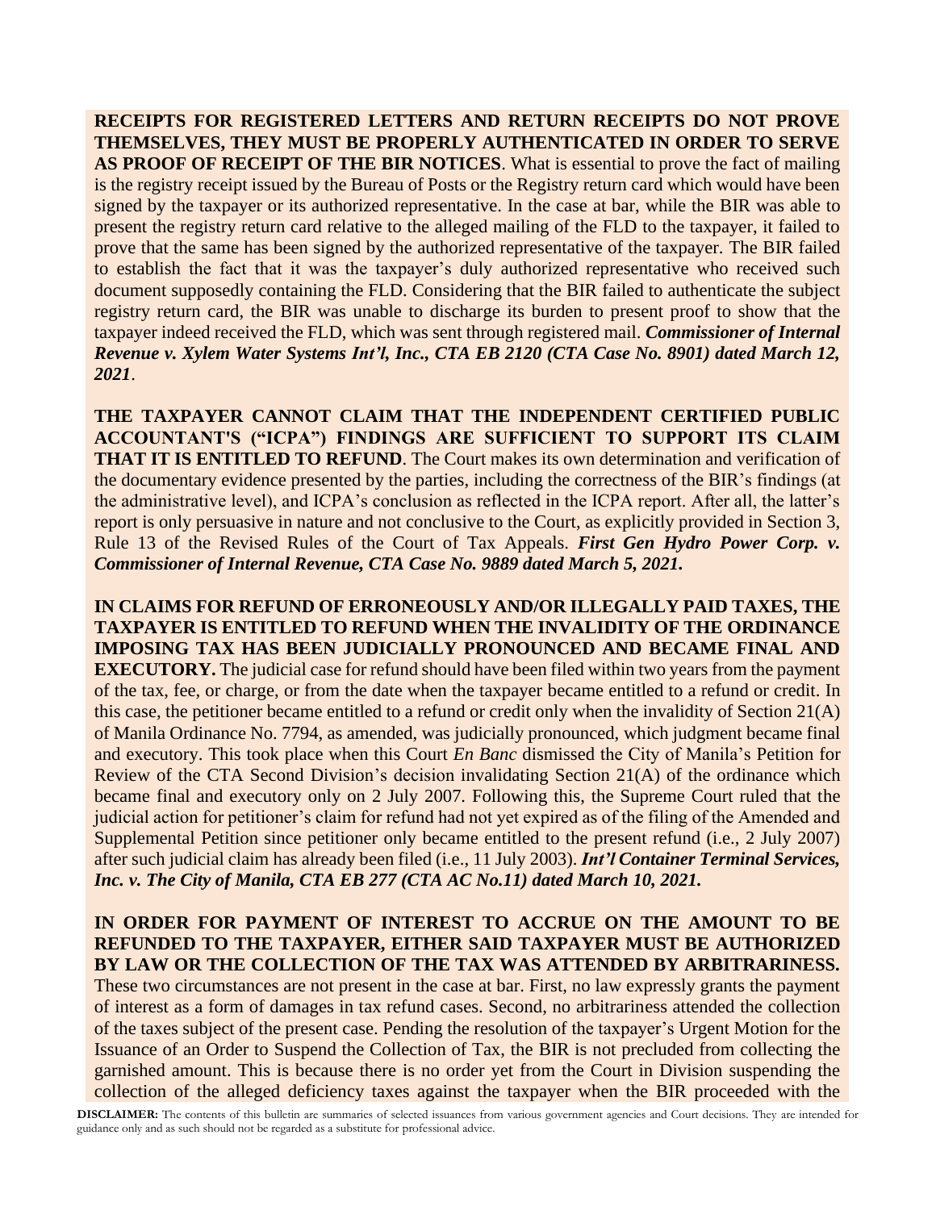**RECEIPTS FOR REGISTERED LETTERS AND RETURN RECEIPTS DO NOT PROVE THEMSELVES, THEY MUST BE PROPERLY AUTHENTICATED IN ORDER TO SERVE AS PROOF OF RECEIPT OF THE BIR NOTICES**. What is essential to prove the fact of mailing is the registry receipt issued by the Bureau of Posts or the Registry return card which would have been signed by the taxpayer or its authorized representative. In the case at bar, while the BIR was able to present the registry return card relative to the alleged mailing of the FLD to the taxpayer, it failed to prove that the same has been signed by the authorized representative of the taxpayer. The BIR failed to establish the fact that it was the taxpayer's duly authorized representative who received such document supposedly containing the FLD. Considering that the BIR failed to authenticate the subject registry return card, the BIR was unable to discharge its burden to present proof to show that the taxpayer indeed received the FLD, which was sent through registered mail. ***Commissioner of Internal Revenue v. Xylem Water Systems Int'l, Inc., CTA EB 2120 (CTA Case No. 8901) dated March 12, 2021***.

**THE TAXPAYER CANNOT CLAIM THAT THE INDEPENDENT CERTIFIED PUBLIC ACCOUNTANT'S ("ICPA") FINDINGS ARE SUFFICIENT TO SUPPORT ITS CLAIM THAT IT IS ENTITLED TO REFUND**. The Court makes its own determination and verification of the documentary evidence presented by the parties, including the correctness of the BIR's findings (at the administrative level), and ICPA's conclusion as reflected in the ICPA report. After all, the latter's report is only persuasive in nature and not conclusive to the Court, as explicitly provided in Section 3, Rule 13 of the Revised Rules of the Court of Tax Appeals. ***First Gen Hydro Power Corp. v. Commissioner of Internal Revenue, CTA Case No. 9889 dated March 5, 2021.***

**IN CLAIMS FOR REFUND OF ERRONEOUSLY AND/OR ILLEGALLY PAID TAXES, THE TAXPAYER IS ENTITLED TO REFUND WHEN THE INVALIDITY OF THE ORDINANCE IMPOSING TAX HAS BEEN JUDICIALLY PRONOUNCED AND BECAME FINAL AND EXECUTORY.** The judicial case for refund should have been filed within two years from the payment of the tax, fee, or charge, or from the date when the taxpayer became entitled to a refund or credit. In this case, the petitioner became entitled to a refund or credit only when the invalidity of Section 21(A) of Manila Ordinance No. 7794, as amended, was judicially pronounced, which judgment became final and executory. This took place when this Court *En Banc* dismissed the City of Manila's Petition for Review of the CTA Second Division's decision invalidating Section 21(A) of the ordinance which became final and executory only on 2 July 2007. Following this, the Supreme Court ruled that the judicial action for petitioner's claim for refund had not yet expired as of the filing of the Amended and Supplemental Petition since petitioner only became entitled to the present refund (i.e., 2 July 2007) after such judicial claim has already been filed (i.e., 11 July 2003). ***Int'l Container Terminal Services, Inc. v. The City of Manila, CTA EB 277 (CTA AC No.11) dated March 10, 2021.***

**IN ORDER FOR PAYMENT OF INTEREST TO ACCRUE ON THE AMOUNT TO BE REFUNDED TO THE TAXPAYER, EITHER SAID TAXPAYER MUST BE AUTHORIZED BY LAW OR THE COLLECTION OF THE TAX WAS ATTENDED BY ARBITRARINESS.** These two circumstances are not present in the case at bar. First, no law expressly grants the payment of interest as a form of damages in tax refund cases. Second, no arbitrariness attended the collection of the taxes subject of the present case. Pending the resolution of the taxpayer's Urgent Motion for the Issuance of an Order to Suspend the Collection of Tax, the BIR is not precluded from collecting the garnished amount. This is because there is no order yet from the Court in Division suspending the collection of the alleged deficiency taxes against the taxpayer when the BIR proceeded with the

**DISCLAIMER:** The contents of this bulletin are summaries of selected issuances from various government agencies and Court decisions. They are intended for guidance only and as such should not be regarded as a substitute for professional advice.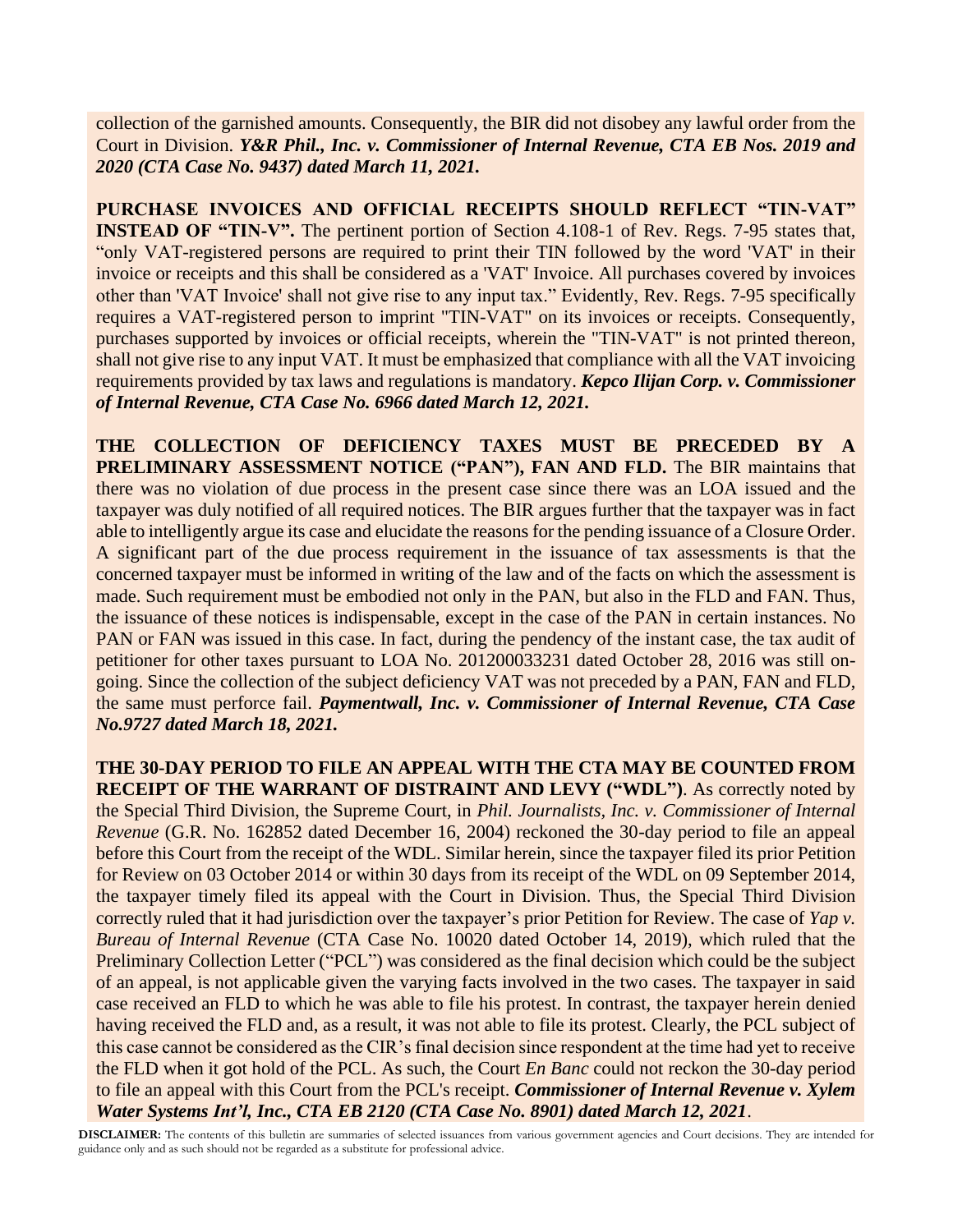collection of the garnished amounts. Consequently, the BIR did not disobey any lawful order from the Court in Division. ***Y&R Phil., Inc. v. Commissioner of Internal Revenue, CTA EB Nos. 2019 and 2020 (CTA Case No. 9437) dated March 11, 2021.***

**PURCHASE INVOICES AND OFFICIAL RECEIPTS SHOULD REFLECT "TIN-VAT" INSTEAD OF "TIN-V".** The pertinent portion of Section 4.108-1 of Rev. Regs. 7-95 states that, "only VAT-registered persons are required to print their TIN followed by the word 'VAT' in their invoice or receipts and this shall be considered as a 'VAT' Invoice. All purchases covered by invoices other than 'VAT Invoice' shall not give rise to any input tax." Evidently, Rev. Regs. 7-95 specifically requires a VAT-registered person to imprint "TIN-VAT" on its invoices or receipts. Consequently, purchases supported by invoices or official receipts, wherein the "TIN-VAT" is not printed thereon, shall not give rise to any input VAT. It must be emphasized that compliance with all the VAT invoicing requirements provided by tax laws and regulations is mandatory. ***Kepco Ilijan Corp. v. Commissioner of Internal Revenue, CTA Case No. 6966 dated March 12, 2021.***

**THE COLLECTION OF DEFICIENCY TAXES MUST BE PRECEDED BY A PRELIMINARY ASSESSMENT NOTICE ("PAN"), FAN AND FLD.** The BIR maintains that there was no violation of due process in the present case since there was an LOA issued and the taxpayer was duly notified of all required notices. The BIR argues further that the taxpayer was in fact able to intelligently argue its case and elucidate the reasons for the pending issuance of a Closure Order. A significant part of the due process requirement in the issuance of tax assessments is that the concerned taxpayer must be informed in writing of the law and of the facts on which the assessment is made. Such requirement must be embodied not only in the PAN, but also in the FLD and FAN. Thus, the issuance of these notices is indispensable, except in the case of the PAN in certain instances. No PAN or FAN was issued in this case. In fact, during the pendency of the instant case, the tax audit of petitioner for other taxes pursuant to LOA No. 201200033231 dated October 28, 2016 was still on-going. Since the collection of the subject deficiency VAT was not preceded by a PAN, FAN and FLD, the same must perforce fail. ***Paymentwall, Inc. v. Commissioner of Internal Revenue, CTA Case No.9727 dated March 18, 2021.***

**THE 30-DAY PERIOD TO FILE AN APPEAL WITH THE CTA MAY BE COUNTED FROM RECEIPT OF THE WARRANT OF DISTRAINT AND LEVY ("WDL")**. As correctly noted by the Special Third Division, the Supreme Court, in *Phil. Journalists, Inc. v. Commissioner of Internal Revenue* (G.R. No. 162852 dated December 16, 2004) reckoned the 30-day period to file an appeal before this Court from the receipt of the WDL. Similar herein, since the taxpayer filed its prior Petition for Review on 03 October 2014 or within 30 days from its receipt of the WDL on 09 September 2014, the taxpayer timely filed its appeal with the Court in Division. Thus, the Special Third Division correctly ruled that it had jurisdiction over the taxpayer's prior Petition for Review. The case of *Yap v. Bureau of Internal Revenue* (CTA Case No. 10020 dated October 14, 2019), which ruled that the Preliminary Collection Letter ("PCL") was considered as the final decision which could be the subject of an appeal, is not applicable given the varying facts involved in the two cases. The taxpayer in said case received an FLD to which he was able to file his protest. In contrast, the taxpayer herein denied having received the FLD and, as a result, it was not able to file its protest. Clearly, the PCL subject of this case cannot be considered as the CIR's final decision since respondent at the time had yet to receive the FLD when it got hold of the PCL. As such, the Court *En Banc* could not reckon the 30-day period to file an appeal with this Court from the PCL's receipt. ***Commissioner of Internal Revenue v. Xylem Water Systems Int'l, Inc., CTA EB 2120 (CTA Case No. 8901) dated March 12, 2021***.

**DISCLAIMER:** The contents of this bulletin are summaries of selected issuances from various government agencies and Court decisions. They are intended for guidance only and as such should not be regarded as a substitute for professional advice.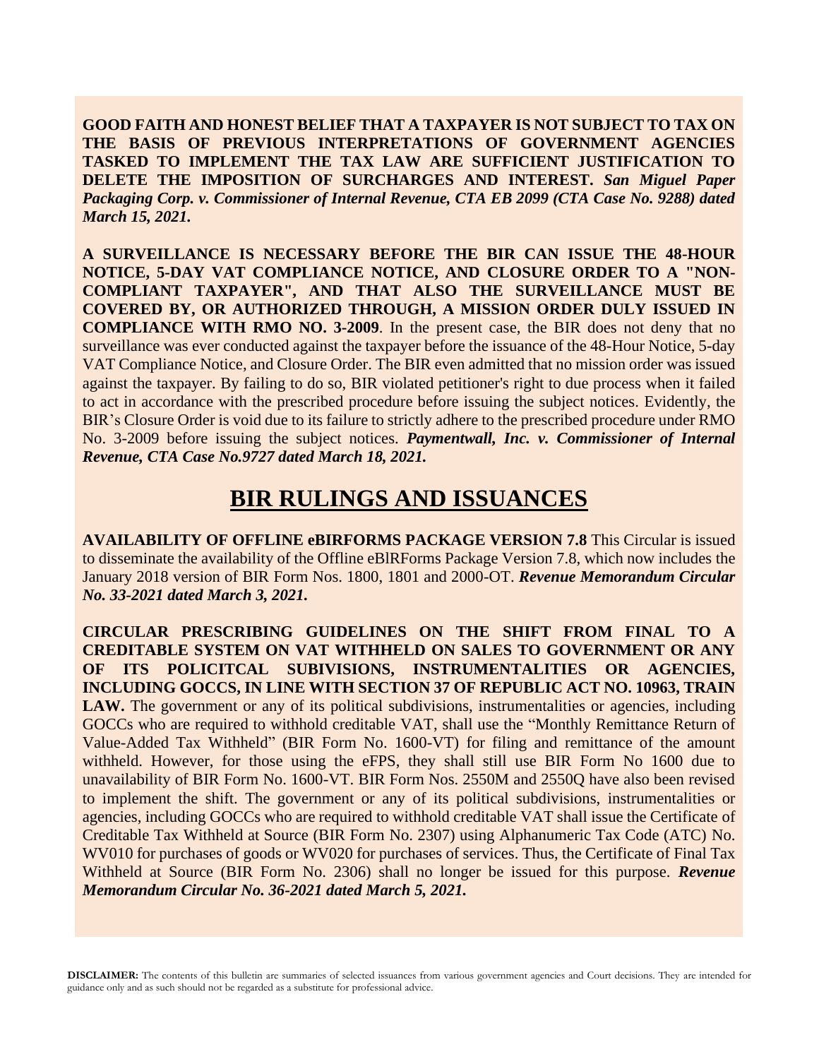**GOOD FAITH AND HONEST BELIEF THAT A TAXPAYER IS NOT SUBJECT TO TAX ON THE BASIS OF PREVIOUS INTERPRETATIONS OF GOVERNMENT AGENCIES TASKED TO IMPLEMENT THE TAX LAW ARE SUFFICIENT JUSTIFICATION TO DELETE THE IMPOSITION OF SURCHARGES AND INTEREST.** ***San Miguel Paper Packaging Corp. v. Commissioner of Internal Revenue, CTA EB 2099 (CTA Case No. 9288) dated March 15, 2021.***

**A SURVEILLANCE IS NECESSARY BEFORE THE BIR CAN ISSUE THE 48-HOUR NOTICE, 5-DAY VAT COMPLIANCE NOTICE, AND CLOSURE ORDER TO A "NON-COMPLIANT TAXPAYER", AND THAT ALSO THE SURVEILLANCE MUST BE COVERED BY, OR AUTHORIZED THROUGH, A MISSION ORDER DULY ISSUED IN COMPLIANCE WITH RMO NO. 3-2009**. In the present case, the BIR does not deny that no surveillance was ever conducted against the taxpayer before the issuance of the 48-Hour Notice, 5-day VAT Compliance Notice, and Closure Order. The BIR even admitted that no mission order was issued against the taxpayer. By failing to do so, BIR violated petitioner's right to due process when it failed to act in accordance with the prescribed procedure before issuing the subject notices. Evidently, the BIR's Closure Order is void due to its failure to strictly adhere to the prescribed procedure under RMO No. 3-2009 before issuing the subject notices. ***Paymentwall, Inc. v. Commissioner of Internal Revenue, CTA Case No.9727 dated March 18, 2021.***

# BIR RULINGS AND ISSUANCES

**AVAILABILITY OF OFFLINE eBIRFORMS PACKAGE VERSION 7.8** This Circular is issued to disseminate the availability of the Offline eBIRForms Package Version 7.8, which now includes the January 2018 version of BIR Form Nos. 1800, 1801 and 2000-OT. ***Revenue Memorandum Circular No. 33-2021 dated March 3, 2021.***

**CIRCULAR PRESCRIBING GUIDELINES ON THE SHIFT FROM FINAL TO A CREDITABLE SYSTEM ON VAT WITHHELD ON SALES TO GOVERNMENT OR ANY OF ITS POLICITCAL SUBIVISIONS, INSTRUMENTALITIES OR AGENCIES, INCLUDING GOCCS, IN LINE WITH SECTION 37 OF REPUBLIC ACT NO. 10963, TRAIN LAW.** The government or any of its political subdivisions, instrumentalities or agencies, including GOCCs who are required to withhold creditable VAT, shall use the "Monthly Remittance Return of Value-Added Tax Withheld" (BIR Form No. 1600-VT) for filing and remittance of the amount withheld. However, for those using the eFPS, they shall still use BIR Form No 1600 due to unavailability of BIR Form No. 1600-VT. BIR Form Nos. 2550M and 2550Q have also been revised to implement the shift. The government or any of its political subdivisions, instrumentalities or agencies, including GOCCs who are required to withhold creditable VAT shall issue the Certificate of Creditable Tax Withheld at Source (BIR Form No. 2307) using Alphanumeric Tax Code (ATC) No. WV010 for purchases of goods or WV020 for purchases of services. Thus, the Certificate of Final Tax Withheld at Source (BIR Form No. 2306) shall no longer be issued for this purpose. ***Revenue Memorandum Circular No. 36-2021 dated March 5, 2021.***

**DISCLAIMER:** The contents of this bulletin are summaries of selected issuances from various government agencies and Court decisions. They are intended for guidance only and as such should not be regarded as a substitute for professional advice.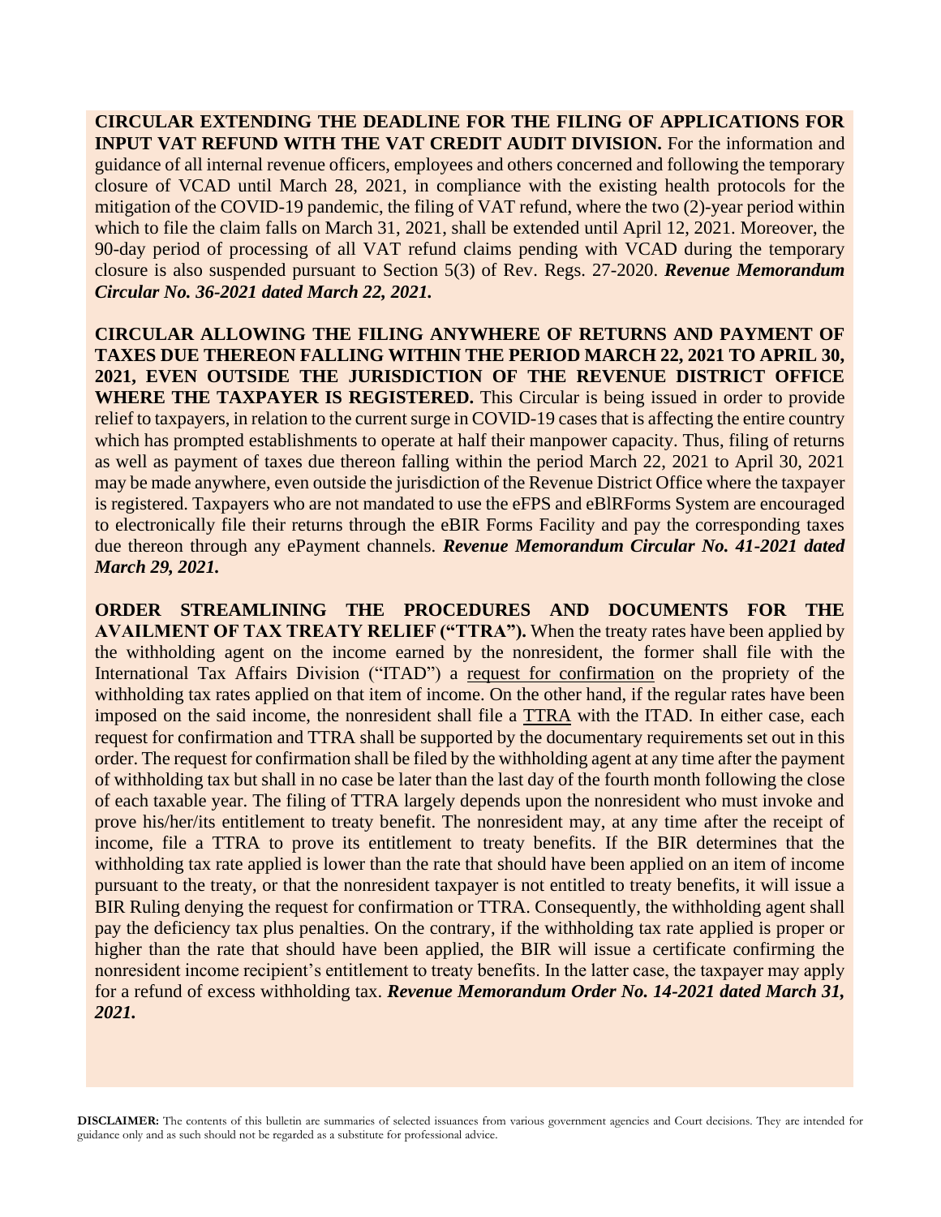**CIRCULAR EXTENDING THE DEADLINE FOR THE FILING OF APPLICATIONS FOR INPUT VAT REFUND WITH THE VAT CREDIT AUDIT DIVISION.** For the information and guidance of all internal revenue officers, employees and others concerned and following the temporary closure of VCAD until March 28, 2021, in compliance with the existing health protocols for the mitigation of the COVID-19 pandemic, the filing of VAT refund, where the two (2)-year period within which to file the claim falls on March 31, 2021, shall be extended until April 12, 2021. Moreover, the 90-day period of processing of all VAT refund claims pending with VCAD during the temporary closure is also suspended pursuant to Section 5(3) of Rev. Regs. 27-2020. ***Revenue Memorandum Circular No. 36-2021 dated March 22, 2021.***

**CIRCULAR ALLOWING THE FILING ANYWHERE OF RETURNS AND PAYMENT OF TAXES DUE THEREON FALLING WITHIN THE PERIOD MARCH 22, 2021 TO APRIL 30, 2021, EVEN OUTSIDE THE JURISDICTION OF THE REVENUE DISTRICT OFFICE WHERE THE TAXPAYER IS REGISTERED.** This Circular is being issued in order to provide relief to taxpayers, in relation to the current surge in COVID-19 cases that is affecting the entire country which has prompted establishments to operate at half their manpower capacity. Thus, filing of returns as well as payment of taxes due thereon falling within the period March 22, 2021 to April 30, 2021 may be made anywhere, even outside the jurisdiction of the Revenue District Office where the taxpayer is registered. Taxpayers who are not mandated to use the eFPS and eBIRForms System are encouraged to electronically file their returns through the eBIR Forms Facility and pay the corresponding taxes due thereon through any ePayment channels. ***Revenue Memorandum Circular No. 41-2021 dated March 29, 2021.***

**ORDER STREAMLINING THE PROCEDURES AND DOCUMENTS FOR THE AVAILMENT OF TAX TREATY RELIEF ("TTRA").** When the treaty rates have been applied by the withholding agent on the income earned by the nonresident, the former shall file with the International Tax Affairs Division ("ITAD") a request for confirmation on the propriety of the withholding tax rates applied on that item of income. On the other hand, if the regular rates have been imposed on the said income, the nonresident shall file a TTRA with the ITAD. In either case, each request for confirmation and TTRA shall be supported by the documentary requirements set out in this order. The request for confirmation shall be filed by the withholding agent at any time after the payment of withholding tax but shall in no case be later than the last day of the fourth month following the close of each taxable year. The filing of TTRA largely depends upon the nonresident who must invoke and prove his/her/its entitlement to treaty benefit. The nonresident may, at any time after the receipt of income, file a TTRA to prove its entitlement to treaty benefits. If the BIR determines that the withholding tax rate applied is lower than the rate that should have been applied on an item of income pursuant to the treaty, or that the nonresident taxpayer is not entitled to treaty benefits, it will issue a BIR Ruling denying the request for confirmation or TTRA. Consequently, the withholding agent shall pay the deficiency tax plus penalties. On the contrary, if the withholding tax rate applied is proper or higher than the rate that should have been applied, the BIR will issue a certificate confirming the nonresident income recipient's entitlement to treaty benefits. In the latter case, the taxpayer may apply for a refund of excess withholding tax. ***Revenue Memorandum Order No. 14-2021 dated March 31, 2021.***

**DISCLAIMER:** The contents of this bulletin are summaries of selected issuances from various government agencies and Court decisions. They are intended for guidance only and as such should not be regarded as a substitute for professional advice.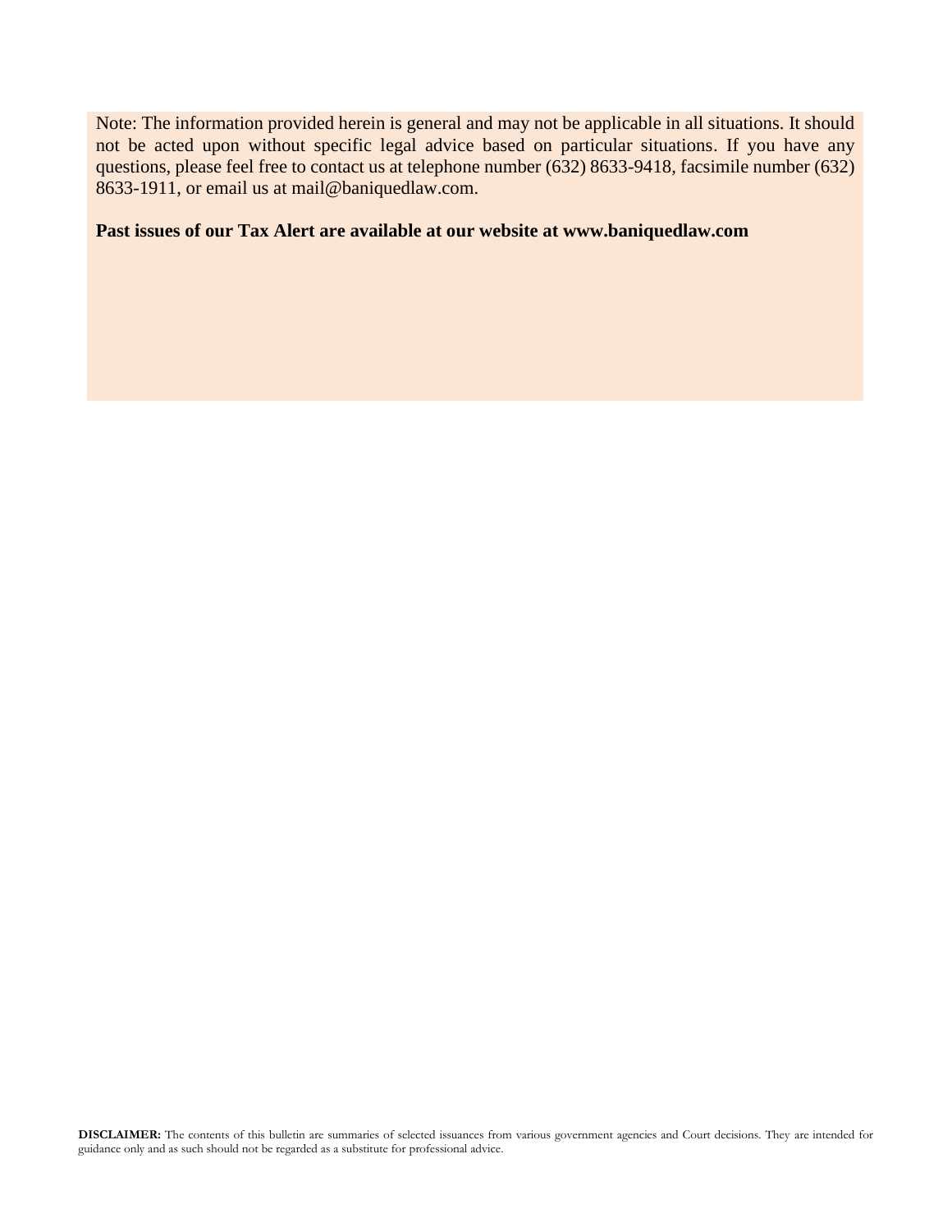Note: The information provided herein is general and may not be applicable in all situations. It should not be acted upon without specific legal advice based on particular situations. If you have any questions, please feel free to contact us at telephone number (632) 8633-9418, facsimile number (632) 8633-1911, or email us at mail@baniquedlaw.com.

**Past issues of our Tax Alert are available at our website at www.baniquedlaw.com**

**DISCLAIMER:** The contents of this bulletin are summaries of selected issuances from various government agencies and Court decisions. They are intended for guidance only and as such should not be regarded as a substitute for professional advice.